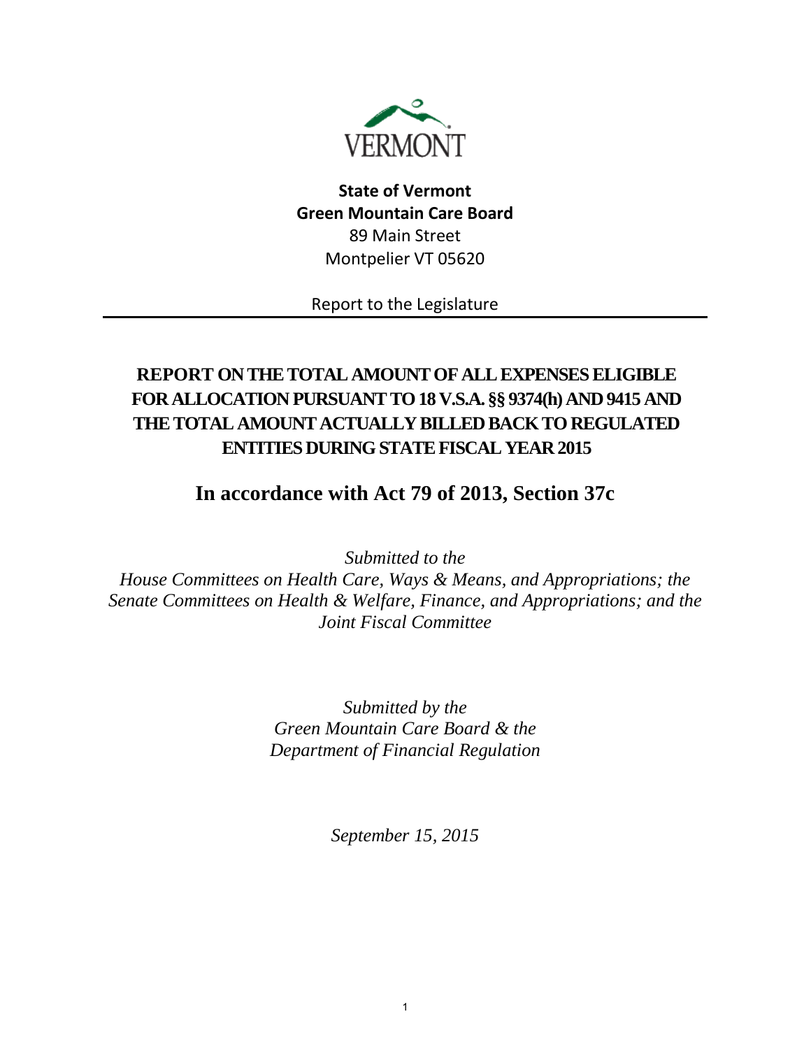VERMONT

**State of Vermont**
**Green Mountain Care Board**
89 Main Street
Montpelier VT 05620

Report to the Legislature

---

# REPORT ON THE TOTAL AMOUNT OF ALL EXPENSES ELIGIBLE FOR ALLOCATION PURSUANT TO 18 V.S.A. §§ 9374(h) AND 9415 AND THE TOTAL AMOUNT ACTUALLY BILLED BACK TO REGULATED ENTITIES DURING STATE FISCAL YEAR 2015

## In accordance with Act 79 of 2013, Section 37c

*Submitted to the*
*House Committees on Health Care, Ways & Means, and Appropriations; the Senate Committees on Health & Welfare, Finance, and Appropriations; and the Joint Fiscal Committee*

*Submitted by the*
*Green Mountain Care Board & the*
*Department of Financial Regulation*

*September 15, 2015*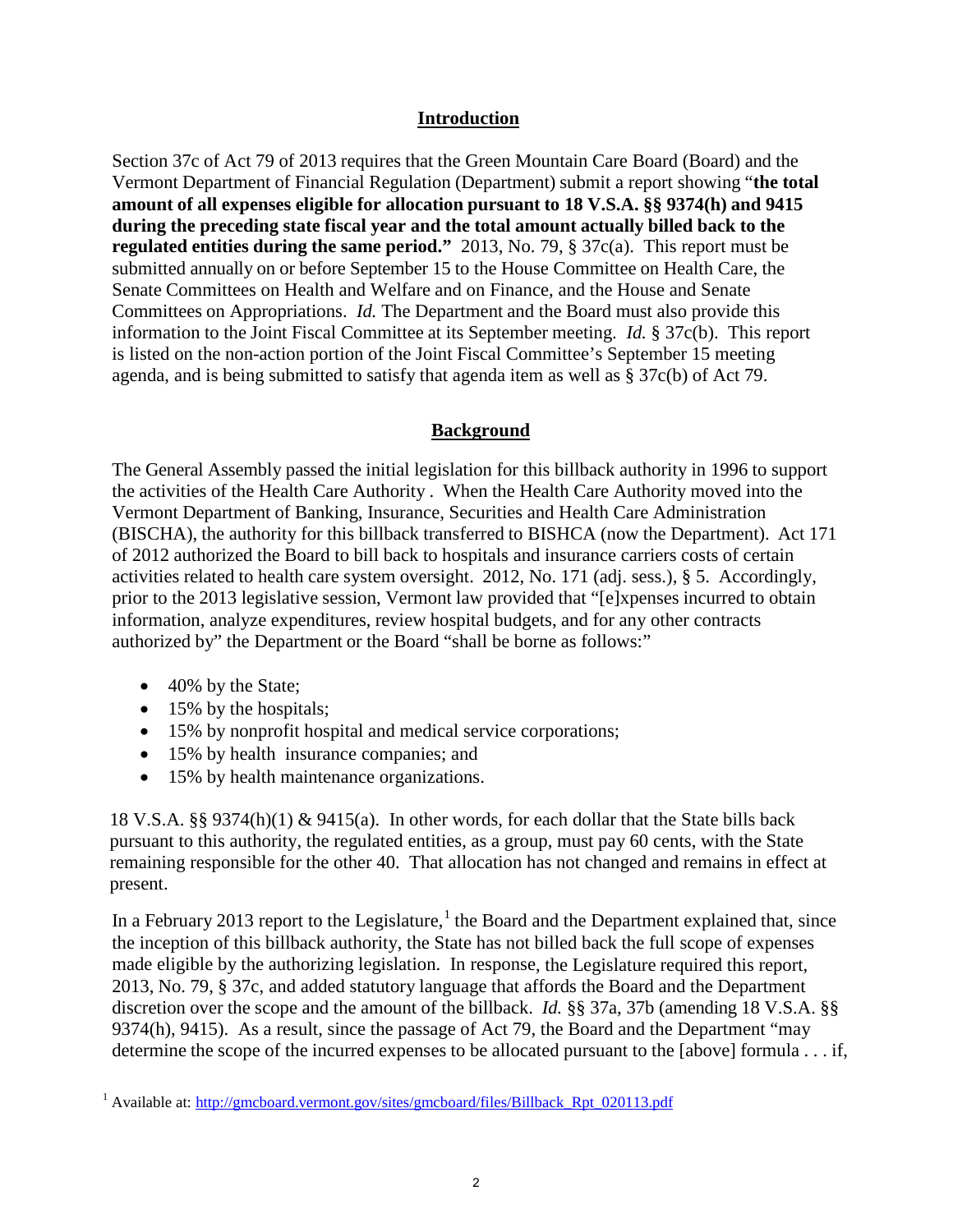## Introduction

Section 37c of Act 79 of 2013 requires that the Green Mountain Care Board (Board) and the Vermont Department of Financial Regulation (Department) submit a report showing "**the total amount of all expenses eligible for allocation pursuant to 18 V.S.A. §§ 9374(h) and 9415 during the preceding state fiscal year and the total amount actually billed back to the regulated entities during the same period.**" 2013, No. 79, § 37c(a). This report must be submitted annually on or before September 15 to the House Committee on Health Care, the Senate Committees on Health and Welfare and on Finance, and the House and Senate Committees on Appropriations. *Id.* The Department and the Board must also provide this information to the Joint Fiscal Committee at its September meeting. *Id.* § 37c(b). This report is listed on the non-action portion of the Joint Fiscal Committee's September 15 meeting agenda, and is being submitted to satisfy that agenda item as well as § 37c(b) of Act 79.

## Background

The General Assembly passed the initial legislation for this billback authority in 1996 to support the activities of the Health Care Authority . When the Health Care Authority moved into the Vermont Department of Banking, Insurance, Securities and Health Care Administration (BISCHA), the authority for this billback transferred to BISHCA (now the Department). Act 171 of 2012 authorized the Board to bill back to hospitals and insurance carriers costs of certain activities related to health care system oversight. 2012, No. 171 (adj. sess.), § 5. Accordingly, prior to the 2013 legislative session, Vermont law provided that "[e]xpenses incurred to obtain information, analyze expenditures, review hospital budgets, and for any other contracts authorized by" the Department or the Board "shall be borne as follows:"

- 40% by the State;
- 15% by the hospitals;
- 15% by nonprofit hospital and medical service corporations;
- 15% by health insurance companies; and
- 15% by health maintenance organizations.

18 V.S.A. §§ 9374(h)(1) & 9415(a). In other words, for each dollar that the State bills back pursuant to this authority, the regulated entities, as a group, must pay 60 cents, with the State remaining responsible for the other 40. That allocation has not changed and remains in effect at present.

In a February 2013 report to the Legislature,[1] the Board and the Department explained that, since the inception of this billback authority, the State has not billed back the full scope of expenses made eligible by the authorizing legislation. In response, the Legislature required this report, 2013, No. 79, § 37c, and added statutory language that affords the Board and the Department discretion over the scope and the amount of the billback. *Id.* §§ 37a, 37b (amending 18 V.S.A. §§ 9374(h), 9415). As a result, since the passage of Act 79, the Board and the Department "may determine the scope of the incurred expenses to be allocated pursuant to the [above] formula . . . if,

[1] Available at: http://gmcboard.vermont.gov/sites/gmcboard/files/Billback_Rpt_020113.pdf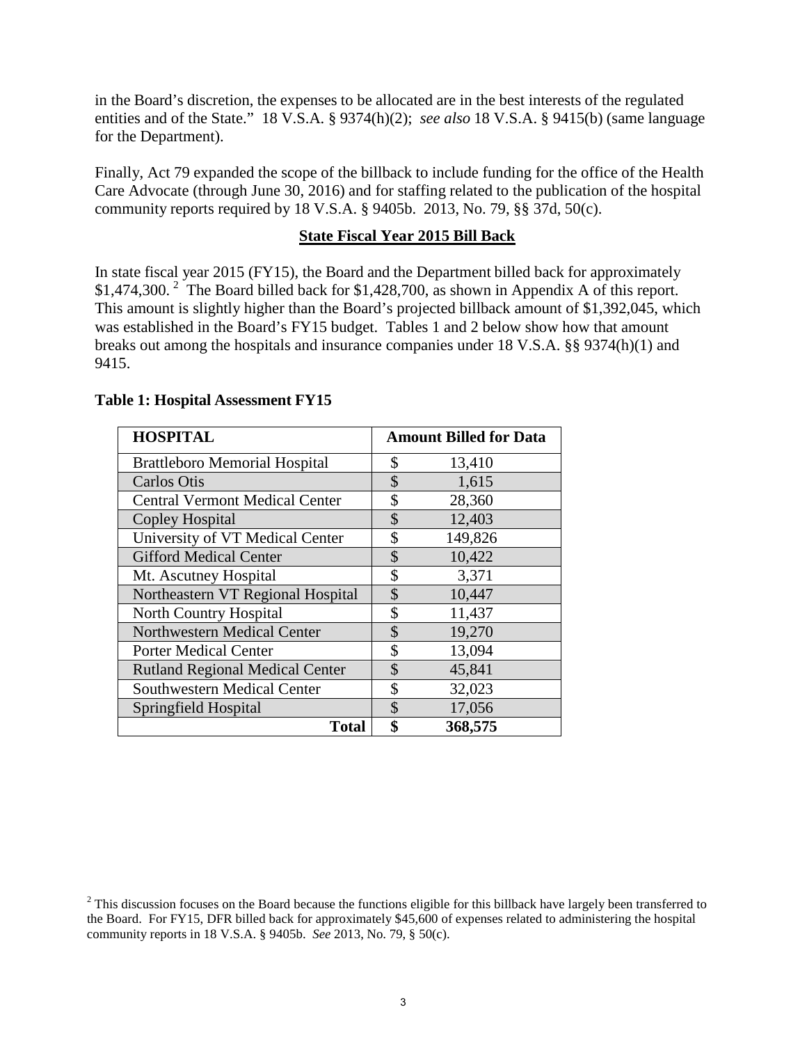in the Board's discretion, the expenses to be allocated are in the best interests of the regulated entities and of the State." 18 V.S.A. § 9374(h)(2); *see also* 18 V.S.A. § 9415(b) (same language for the Department).

Finally, Act 79 expanded the scope of the billback to include funding for the office of the Health Care Advocate (through June 30, 2016) and for staffing related to the publication of the hospital community reports required by 18 V.S.A. § 9405b. 2013, No. 79, §§ 37d, 50(c).

## State Fiscal Year 2015 Bill Back

In state fiscal year 2015 (FY15), the Board and the Department billed back for approximately $1,474,300.[2] The Board billed back for $1,428,700, as shown in Appendix A of this report. This amount is slightly higher than the Board's projected billback amount of $1,392,045, which was established in the Board's FY15 budget. Tables 1 and 2 below show how that amount breaks out among the hospitals and insurance companies under 18 V.S.A. §§ 9374(h)(1) and 9415.

**Table 1: Hospital Assessment FY15**

| HOSPITAL | Amount Billed for Data |
|---|---|
| Brattleboro Memorial Hospital | $ 13,410 |
| Carlos Otis | $ 1,615 |
| Central Vermont Medical Center | $ 28,360 |
| Copley Hospital | $ 12,403 |
| University of VT Medical Center | $ 149,826 |
| Gifford Medical Center | $ 10,422 |
| Mt. Ascutney Hospital | $ 3,371 |
| Northeastern VT Regional Hospital | $ 10,447 |
| North Country Hospital | $ 11,437 |
| Northwestern Medical Center | $ 19,270 |
| Porter Medical Center | $ 13,094 |
| Rutland Regional Medical Center | $ 45,841 |
| Southwestern Medical Center | $ 32,023 |
| Springfield Hospital | $ 17,056 |
| **Total** | **$ 368,575** |

[2] This discussion focuses on the Board because the functions eligible for this billback have largely been transferred to the Board. For FY15, DFR billed back for approximately $45,600 of expenses related to administering the hospital community reports in 18 V.S.A. § 9405b. *See* 2013, No. 79, § 50(c).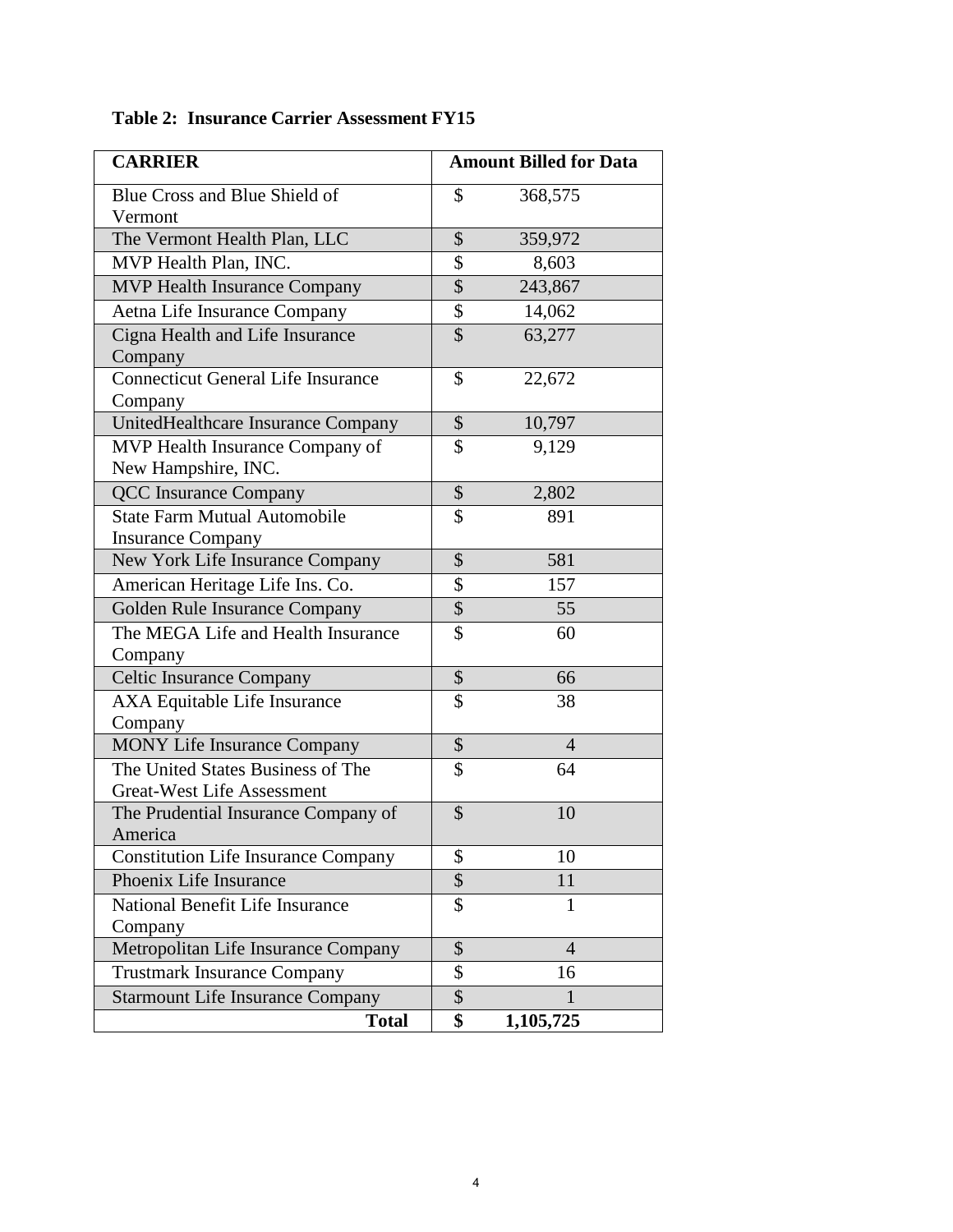**Table 2: Insurance Carrier Assessment FY15**

| CARRIER | Amount Billed for Data |
|---|---|
| Blue Cross and Blue Shield of Vermont | $ 368,575 |
| The Vermont Health Plan, LLC | $ 359,972 |
| MVP Health Plan, INC. | $ 8,603 |
| MVP Health Insurance Company | $ 243,867 |
| Aetna Life Insurance Company | $ 14,062 |
| Cigna Health and Life Insurance Company | $ 63,277 |
| Connecticut General Life Insurance Company | $ 22,672 |
| UnitedHealthcare Insurance Company | $ 10,797 |
| MVP Health Insurance Company of New Hampshire, INC. | $ 9,129 |
| QCC Insurance Company | $ 2,802 |
| State Farm Mutual Automobile Insurance Company | $ 891 |
| New York Life Insurance Company | $ 581 |
| American Heritage Life Ins. Co. | $ 157 |
| Golden Rule Insurance Company | $ 55 |
| The MEGA Life and Health Insurance Company | $ 60 |
| Celtic Insurance Company | $ 66 |
| AXA Equitable Life Insurance Company | $ 38 |
| MONY Life Insurance Company | $ 4 |
| The United States Business of The Great-West Life Assessment | $ 64 |
| The Prudential Insurance Company of America | $ 10 |
| Constitution Life Insurance Company | $ 10 |
| Phoenix Life Insurance | $ 11 |
| National Benefit Life Insurance Company | $ 1 |
| Metropolitan Life Insurance Company | $ 4 |
| Trustmark Insurance Company | $ 16 |
| Starmount Life Insurance Company | $ 1 |
| **Total** | **$ 1,105,725** |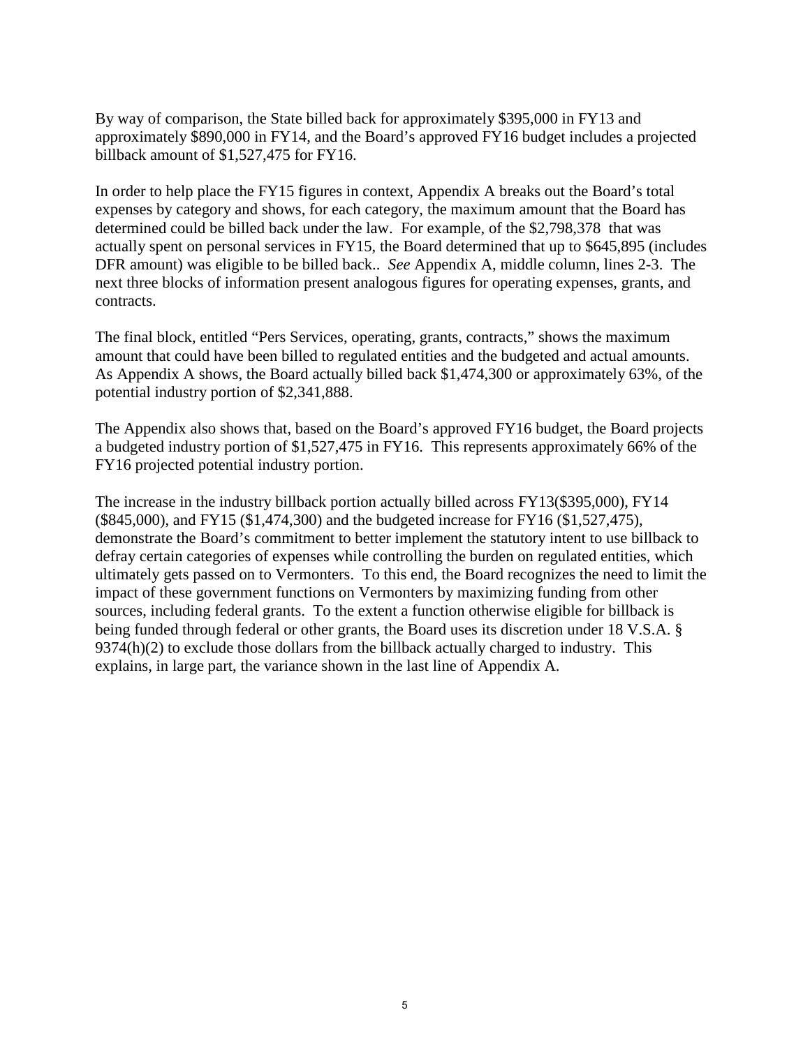By way of comparison, the State billed back for approximately $395,000 in FY13 and approximately $890,000 in FY14, and the Board's approved FY16 budget includes a projected billback amount of $1,527,475 for FY16.

In order to help place the FY15 figures in context, Appendix A breaks out the Board's total expenses by category and shows, for each category, the maximum amount that the Board has determined could be billed back under the law. For example, of the $2,798,378 that was actually spent on personal services in FY15, the Board determined that up to $645,895 (includes DFR amount) was eligible to be billed back.. *See* Appendix A, middle column, lines 2-3. The next three blocks of information present analogous figures for operating expenses, grants, and contracts.

The final block, entitled "Pers Services, operating, grants, contracts," shows the maximum amount that could have been billed to regulated entities and the budgeted and actual amounts. As Appendix A shows, the Board actually billed back $1,474,300 or approximately 63%, of the potential industry portion of $2,341,888.

The Appendix also shows that, based on the Board's approved FY16 budget, the Board projects a budgeted industry portion of $1,527,475 in FY16. This represents approximately 66% of the FY16 projected potential industry portion.

The increase in the industry billback portion actually billed across FY13($395,000), FY14 ($845,000), and FY15 ($1,474,300) and the budgeted increase for FY16 ($1,527,475), demonstrate the Board's commitment to better implement the statutory intent to use billback to defray certain categories of expenses while controlling the burden on regulated entities, which ultimately gets passed on to Vermonters. To this end, the Board recognizes the need to limit the impact of these government functions on Vermonters by maximizing funding from other sources, including federal grants. To the extent a function otherwise eligible for billback is being funded through federal or other grants, the Board uses its discretion under 18 V.S.A. § 9374(h)(2) to exclude those dollars from the billback actually charged to industry. This explains, in large part, the variance shown in the last line of Appendix A.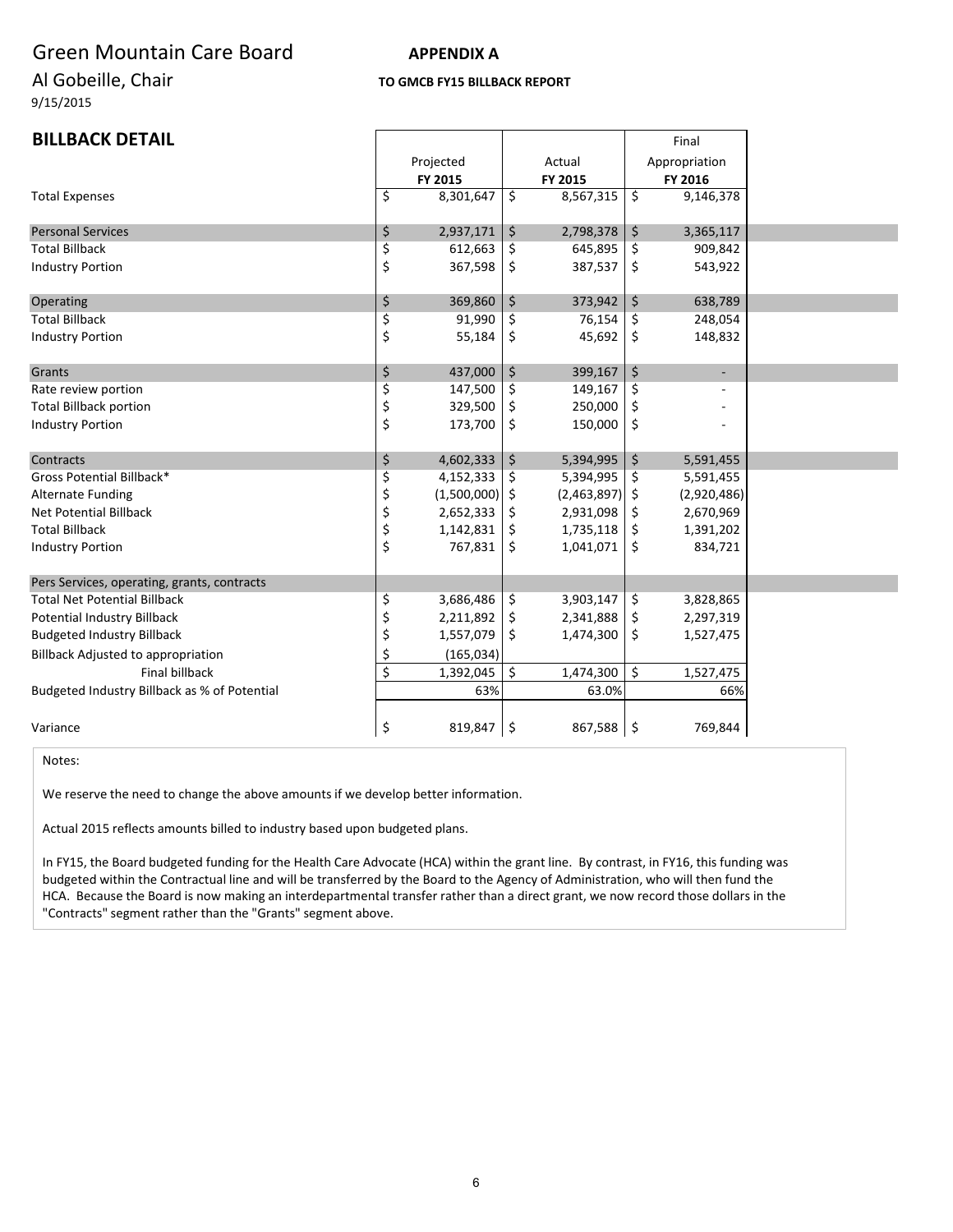# Green Mountain Care Board

Al Gobeille, Chair

9/15/2015

**APPENDIX A**

**TO GMCB FY15 BILLBACK REPORT**

## BILLBACK DETAIL

| | Projected FY 2015 | Actual FY 2015 | Final Appropriation FY 2016 |
|---|---|---|---|
| Total Expenses | $ 8,301,647 | $ 8,567,315 | $ 9,146,378 |
| | | | |
| Personal Services | $ 2,937,171 | $ 2,798,378 | $ 3,365,117 |
| Total Billback | $ 612,663 | $ 645,895 | $ 909,842 |
| Industry Portion | $ 367,598 | $ 387,537 | $ 543,922 |
| | | | |
| Operating | $ 369,860 | $ 373,942 | $ 638,789 |
| Total Billback | $ 91,990 | $ 76,154 | $ 248,054 |
| Industry Portion | $ 55,184 | $ 45,692 | $ 148,832 |
| | | | |
| Grants | $ 437,000 | $ 399,167 | $ - |
| Rate review portion | $ 147,500 | $ 149,167 | $ - |
| Total Billback portion | $ 329,500 | $ 250,000 | $ - |
| Industry Portion | $ 173,700 | $ 150,000 | $ - |
| | | | |
| Contracts | $ 4,602,333 | $ 5,394,995 | $ 5,591,455 |
| Gross Potential Billback* | $ 4,152,333 | $ 5,394,995 | $ 5,591,455 |
| Alternate Funding | $ (1,500,000) | $ (2,463,897) | $ (2,920,486) |
| Net Potential Billback | $ 2,652,333 | $ 2,931,098 | $ 2,670,969 |
| Total Billback | $ 1,142,831 | $ 1,735,118 | $ 1,391,202 |
| Industry Portion | $ 767,831 | $ 1,041,071 | $ 834,721 |
| | | | |
| Pers Services, operating, grants, contracts | | | |
| Total Net Potential Billback | $ 3,686,486 | $ 3,903,147 | $ 3,828,865 |
| Potential Industry Billback | $ 2,211,892 | $ 2,341,888 | $ 2,297,319 |
| Budgeted Industry Billback | $ 1,557,079 | $ 1,474,300 | $ 1,527,475 |
| Billback Adjusted to appropriation | $ (165,034) | | |
| Final billback | $ 1,392,045 | $ 1,474,300 | $ 1,527,475 |
| Budgeted Industry Billback as % of Potential | 63% | 63.0% | 66% |
| | | | |
| Variance | $ 819,847 | $ 867,588 | $ 769,844 |

Notes:

We reserve the need to change the above amounts if we develop better information.

Actual 2015 reflects amounts billed to industry based upon budgeted plans.

In FY15, the Board budgeted funding for the Health Care Advocate (HCA) within the grant line. By contrast, in FY16, this funding was budgeted within the Contractual line and will be transferred by the Board to the Agency of Administration, who will then fund the HCA. Because the Board is now making an interdepartmental transfer rather than a direct grant, we now record those dollars in the "Contracts" segment rather than the "Grants" segment above.